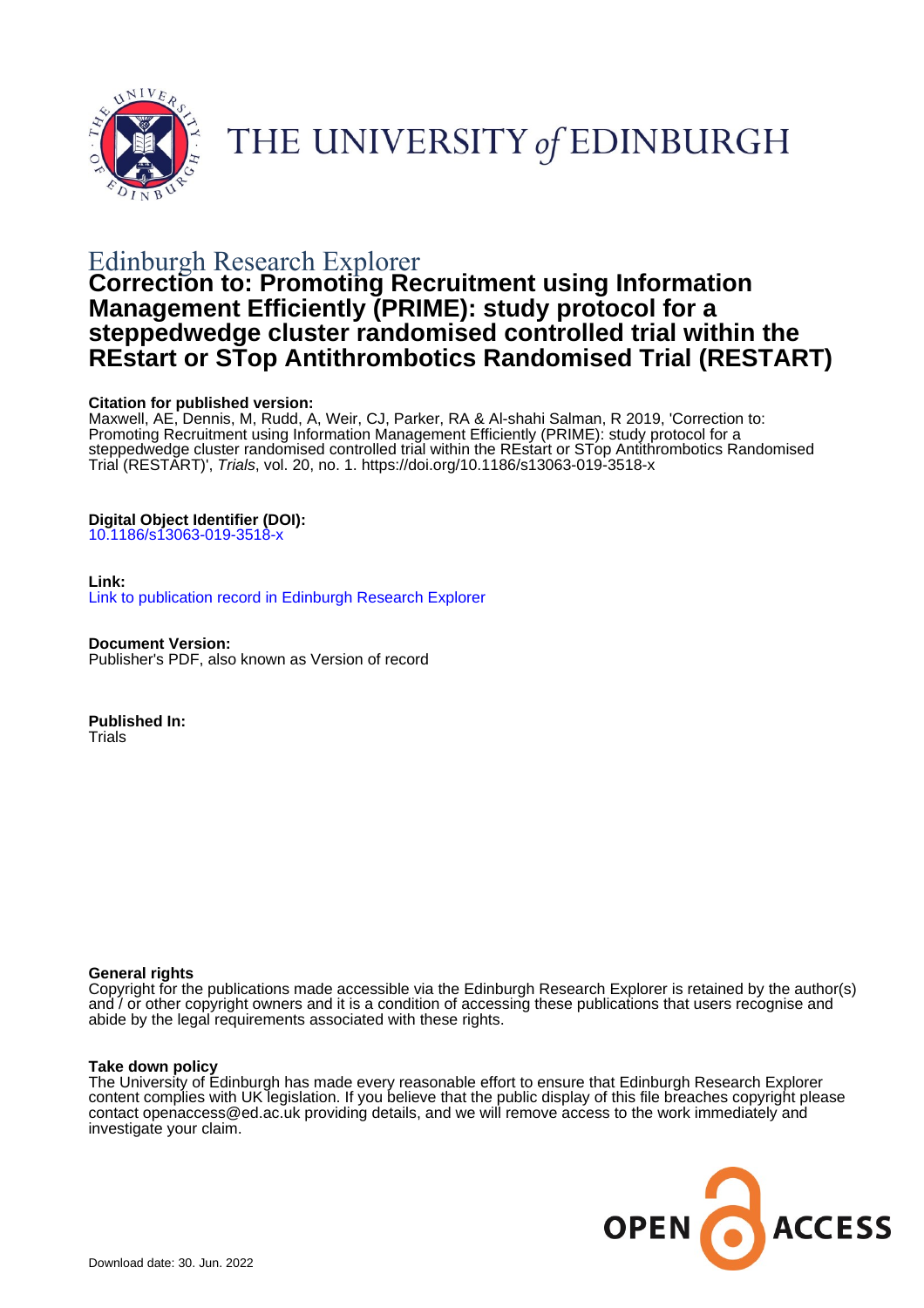THE UNIVERSITY of EDINBURGH

Edinburgh Research Explorer

# Correction to: Promoting Recruitment using Information Management Efficiently (PRIME): study protocol for a steppedwedge cluster randomised controlled trial within the REstart or STop Antithrombotics Randomised Trial (RESTART)

**Citation for published version:**
Maxwell, AE, Dennis, M, Rudd, A, Weir, CJ, Parker, RA & Al-shahi Salman, R 2019, 'Correction to: Promoting Recruitment using Information Management Efficiently (PRIME): study protocol for a steppedwedge cluster randomised controlled trial within the REstart or STop Antithrombotics Randomised Trial (RESTART)', *Trials*, vol. 20, no. 1. https://doi.org/10.1186/s13063-019-3518-x

**Digital Object Identifier (DOI):**
10.1186/s13063-019-3518-x

**Link:**
Link to publication record in Edinburgh Research Explorer

**Document Version:**
Publisher's PDF, also known as Version of record

**Published In:**
Trials

**General rights**
Copyright for the publications made accessible via the Edinburgh Research Explorer is retained by the author(s) and / or other copyright owners and it is a condition of accessing these publications that users recognise and abide by the legal requirements associated with these rights.

**Take down policy**
The University of Edinburgh has made every reasonable effort to ensure that Edinburgh Research Explorer content complies with UK legislation. If you believe that the public display of this file breaches copyright please contact openaccess@ed.ac.uk providing details, and we will remove access to the work immediately and investigate your claim.

Download date: 30. Jun. 2022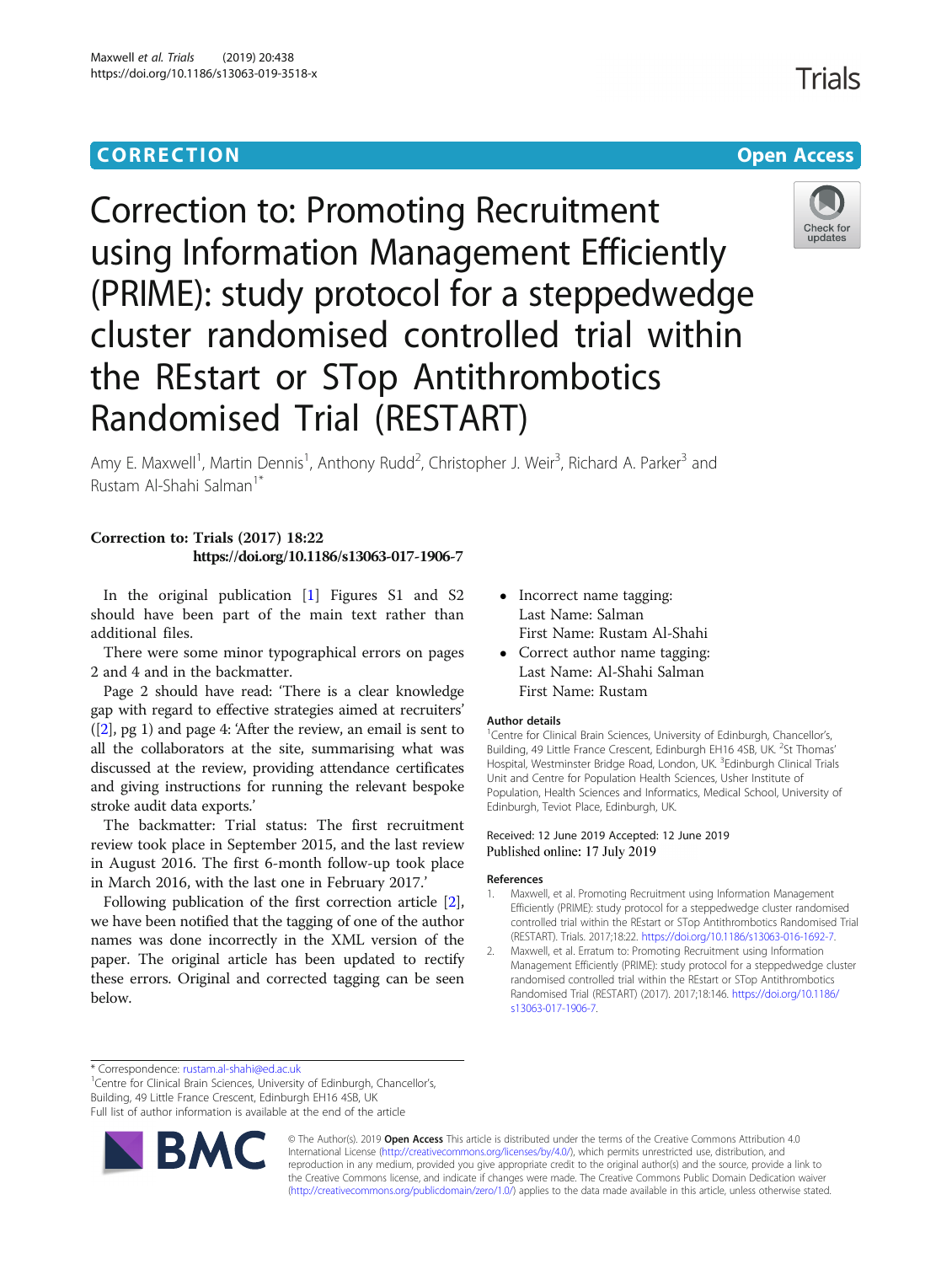CORRECTION

Open Access

# Correction to: Promoting Recruitment using Information Management Efficiently (PRIME): study protocol for a steppedwedge cluster randomised controlled trial within the REstart or STop Antithrombotics Randomised Trial (RESTART)

Amy E. Maxwell[1], Martin Dennis[1], Anthony Rudd[2], Christopher J. Weir[3], Richard A. Parker[3] and Rustam Al-Shahi Salman[1*]

**Correction to: Trials (2017) 18:22**
**https://doi.org/10.1186/s13063-017-1906-7**

In the original publication [1] Figures S1 and S2 should have been part of the main text rather than additional files.

There were some minor typographical errors on pages 2 and 4 and in the backmatter.

Page 2 should have read: 'There is a clear knowledge gap with regard to effective strategies aimed at recruiters' ([2], pg 1) and page 4: 'After the review, an email is sent to all the collaborators at the site, summarising what was discussed at the review, providing attendance certificates and giving instructions for running the relevant bespoke stroke audit data exports.'

The backmatter: Trial status: The first recruitment review took place in September 2015, and the last review in August 2016. The first 6-month follow-up took place in March 2016, with the last one in February 2017.'

Following publication of the first correction article [2], we have been notified that the tagging of one of the author names was done incorrectly in the XML version of the paper. The original article has been updated to rectify these errors. Original and corrected tagging can be seen below.

- Incorrect name tagging:
  Last Name: Salman
  First Name: Rustam Al-Shahi
- Correct author name tagging:
  Last Name: Al-Shahi Salman
  First Name: Rustam

## Author details

[1]Centre for Clinical Brain Sciences, University of Edinburgh, Chancellor's, Building, 49 Little France Crescent, Edinburgh EH16 4SB, UK. [2]St Thomas' Hospital, Westminster Bridge Road, London, UK. [3]Edinburgh Clinical Trials Unit and Centre for Population Health Sciences, Usher Institute of Population, Health Sciences and Informatics, Medical School, University of Edinburgh, Teviot Place, Edinburgh, UK.

Received: 12 June 2019 Accepted: 12 June 2019
Published online: 17 July 2019

## References

1. Maxwell, et al. Promoting Recruitment using Information Management Efficiently (PRIME): study protocol for a steppedwedge cluster randomised controlled trial within the REstart or STop Antithrombotics Randomised Trial (RESTART). Trials. 2017;18:22. https://doi.org/10.1186/s13063-016-1692-7.
2. Maxwell, et al. Erratum to: Promoting Recruitment using Information Management Efficiently (PRIME): study protocol for a steppedwedge cluster randomised controlled trial within the REstart or STop Antithrombotics Randomised Trial (RESTART) (2017). 2017;18:146. https://doi.org/10.1186/s13063-017-1906-7.

\* Correspondence: rustam.al-shahi@ed.ac.uk
[1]Centre for Clinical Brain Sciences, University of Edinburgh, Chancellor's, Building, 49 Little France Crescent, Edinburgh EH16 4SB, UK
Full list of author information is available at the end of the article

© The Author(s). 2019 **Open Access** This article is distributed under the terms of the Creative Commons Attribution 4.0 International License (http://creativecommons.org/licenses/by/4.0/), which permits unrestricted use, distribution, and reproduction in any medium, provided you give appropriate credit to the original author(s) and the source, provide a link to the Creative Commons license, and indicate if changes were made. The Creative Commons Public Domain Dedication waiver (http://creativecommons.org/publicdomain/zero/1.0/) applies to the data made available in this article, unless otherwise stated.